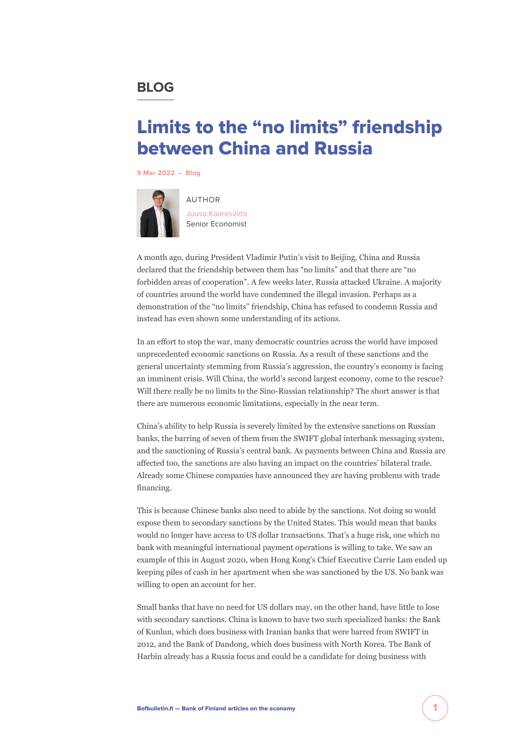**BLOG**

# Limits to the "no limits" friendship between China and Russia

9 Mar 2022 – Blog

AUTHOR
Juuso Kaaresvirta
Senior Economist

A month ago, during President Vladimir Putin's visit to Beijing, China and Russia declared that the friendship between them has "no limits" and that there are "no forbidden areas of cooperation". A few weeks later, Russia attacked Ukraine. A majority of countries around the world have condemned the illegal invasion. Perhaps as a demonstration of the "no limits" friendship, China has refused to condemn Russia and instead has even shown some understanding of its actions.

In an effort to stop the war, many democratic countries across the world have imposed unprecedented economic sanctions on Russia. As a result of these sanctions and the general uncertainty stemming from Russia's aggression, the country's economy is facing an imminent crisis. Will China, the world's second largest economy, come to the rescue? Will there really be no limits to the Sino-Russian relationship? The short answer is that there are numerous economic limitations, especially in the near term.

China's ability to help Russia is severely limited by the extensive sanctions on Russian banks, the barring of seven of them from the SWIFT global interbank messaging system, and the sanctioning of Russia's central bank. As payments between China and Russia are affected too, the sanctions are also having an impact on the countries' bilateral trade. Already some Chinese companies have announced they are having problems with trade financing.

This is because Chinese banks also need to abide by the sanctions. Not doing so would expose them to secondary sanctions by the United States. This would mean that banks would no longer have access to US dollar transactions. That's a huge risk, one which no bank with meaningful international payment operations is willing to take. We saw an example of this in August 2020, when Hong Kong's Chief Executive Carrie Lam ended up keeping piles of cash in her apartment when she was sanctioned by the US. No bank was willing to open an account for her.

Small banks that have no need for US dollars may, on the other hand, have little to lose with secondary sanctions. China is known to have two such specialized banks: the Bank of Kunlun, which does business with Iranian banks that were barred from SWIFT in 2012, and the Bank of Dandong, which does business with North Korea. The Bank of Harbin already has a Russia focus and could be a candidate for doing business with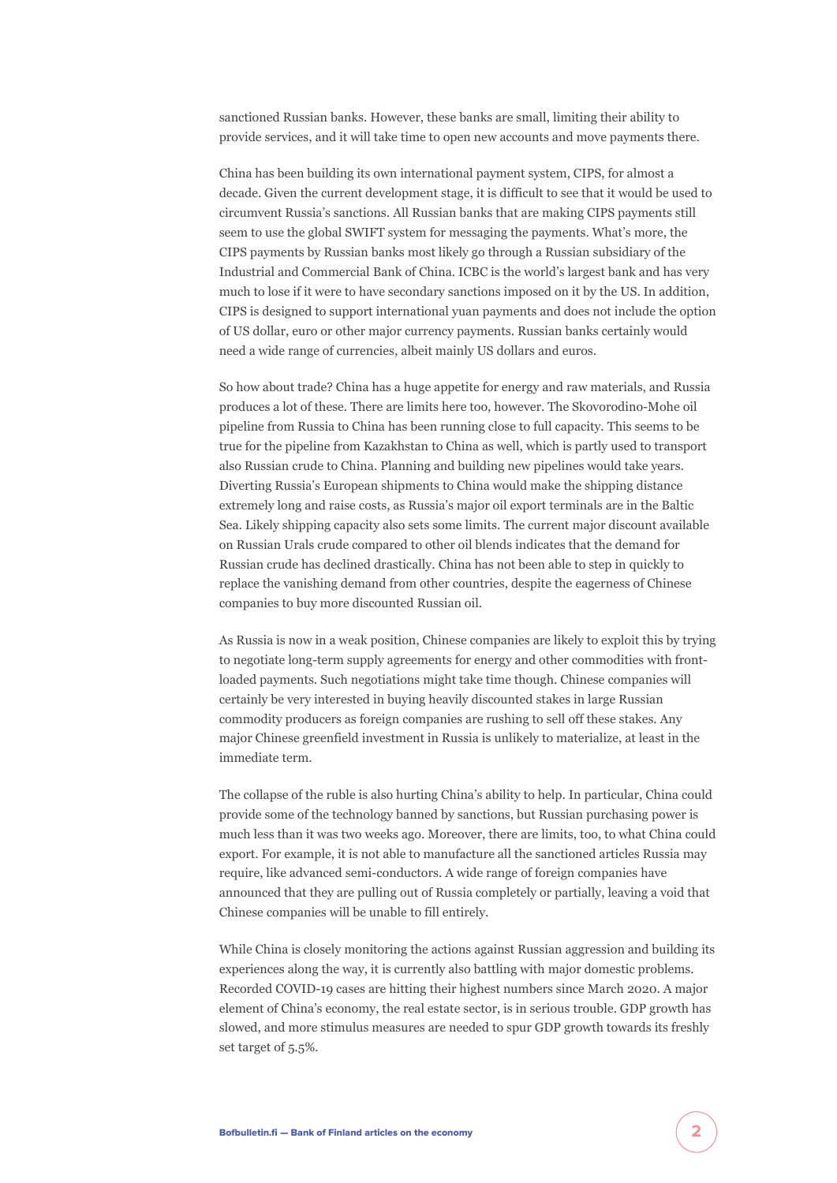sanctioned Russian banks. However, these banks are small, limiting their ability to provide services, and it will take time to open new accounts and move payments there.

China has been building its own international payment system, CIPS, for almost a decade. Given the current development stage, it is difficult to see that it would be used to circumvent Russia's sanctions. All Russian banks that are making CIPS payments still seem to use the global SWIFT system for messaging the payments. What's more, the CIPS payments by Russian banks most likely go through a Russian subsidiary of the Industrial and Commercial Bank of China. ICBC is the world's largest bank and has very much to lose if it were to have secondary sanctions imposed on it by the US. In addition, CIPS is designed to support international yuan payments and does not include the option of US dollar, euro or other major currency payments. Russian banks certainly would need a wide range of currencies, albeit mainly US dollars and euros.

So how about trade? China has a huge appetite for energy and raw materials, and Russia produces a lot of these. There are limits here too, however. The Skovorodino-Mohe oil pipeline from Russia to China has been running close to full capacity. This seems to be true for the pipeline from Kazakhstan to China as well, which is partly used to transport also Russian crude to China. Planning and building new pipelines would take years. Diverting Russia's European shipments to China would make the shipping distance extremely long and raise costs, as Russia's major oil export terminals are in the Baltic Sea. Likely shipping capacity also sets some limits. The current major discount available on Russian Urals crude compared to other oil blends indicates that the demand for Russian crude has declined drastically. China has not been able to step in quickly to replace the vanishing demand from other countries, despite the eagerness of Chinese companies to buy more discounted Russian oil.

As Russia is now in a weak position, Chinese companies are likely to exploit this by trying to negotiate long-term supply agreements for energy and other commodities with front-loaded payments. Such negotiations might take time though. Chinese companies will certainly be very interested in buying heavily discounted stakes in large Russian commodity producers as foreign companies are rushing to sell off these stakes. Any major Chinese greenfield investment in Russia is unlikely to materialize, at least in the immediate term.

The collapse of the ruble is also hurting China's ability to help. In particular, China could provide some of the technology banned by sanctions, but Russian purchasing power is much less than it was two weeks ago. Moreover, there are limits, too, to what China could export. For example, it is not able to manufacture all the sanctioned articles Russia may require, like advanced semi-conductors. A wide range of foreign companies have announced that they are pulling out of Russia completely or partially, leaving a void that Chinese companies will be unable to fill entirely.

While China is closely monitoring the actions against Russian aggression and building its experiences along the way, it is currently also battling with major domestic problems. Recorded COVID-19 cases are hitting their highest numbers since March 2020. A major element of China's economy, the real estate sector, is in serious trouble. GDP growth has slowed, and more stimulus measures are needed to spur GDP growth towards its freshly set target of 5.5%.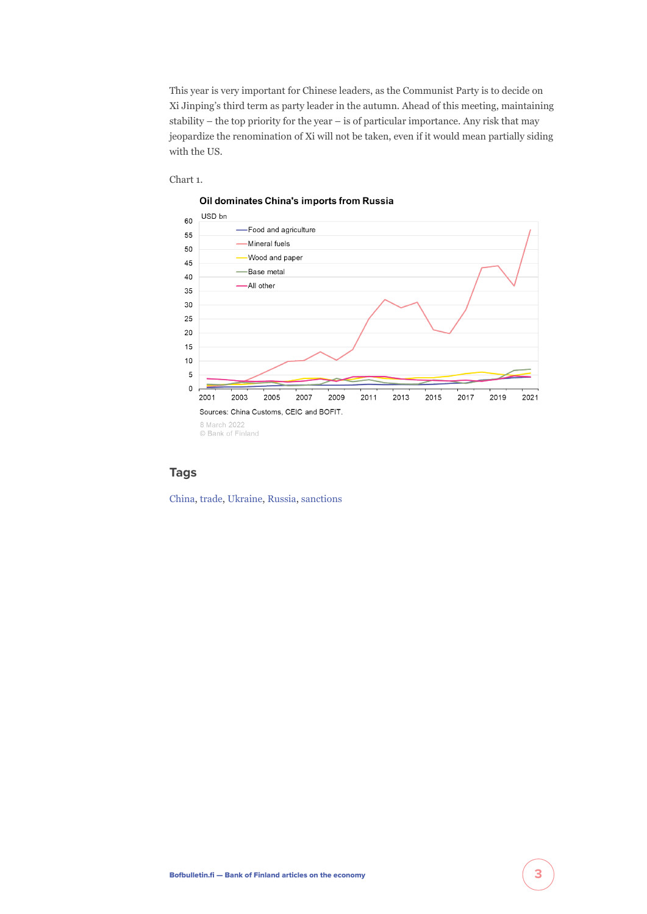This year is very important for Chinese leaders, as the Communist Party is to decide on Xi Jinping's third term as party leader in the autumn. Ahead of this meeting, maintaining stability – the top priority for the year – is of particular importance. Any risk that may jeopardize the renomination of Xi will not be taken, even if it would mean partially siding with the US.

Chart 1.

**Oil dominates China's imports from Russia**

USD bn

60
55
50
45
40
35
30
25
20
15
10
5
0

2001 2003 2005 2007 2009 2011 2013 2015 2017 2019 2021

Food and agriculture
Mineral fuels
Wood and paper
Base metal
All other

Sources: China Customs, CEIC and BOFIT.

8 March 2022
© Bank of Finland

## Tags

China, trade, Ukraine, Russia, sanctions